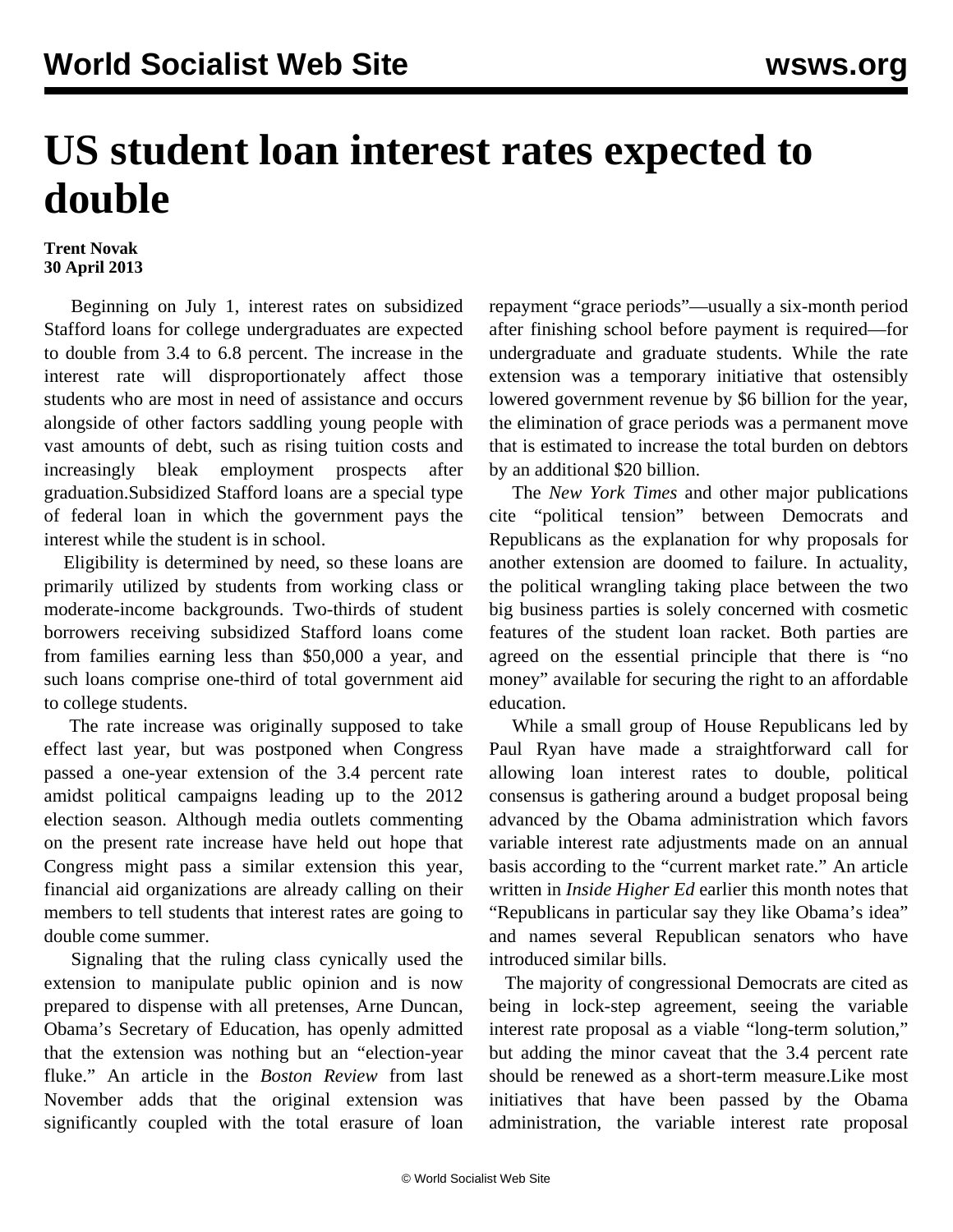# US student loan interest rates expected to double

**Trent Novak**
**30 April 2013**

Beginning on July 1, interest rates on subsidized Stafford loans for college undergraduates are expected to double from 3.4 to 6.8 percent. The increase in the interest rate will disproportionately affect those students who are most in need of assistance and occurs alongside of other factors saddling young people with vast amounts of debt, such as rising tuition costs and increasingly bleak employment prospects after graduation.Subsidized Stafford loans are a special type of federal loan in which the government pays the interest while the student is in school.

Eligibility is determined by need, so these loans are primarily utilized by students from working class or moderate-income backgrounds. Two-thirds of student borrowers receiving subsidized Stafford loans come from families earning less than $50,000 a year, and such loans comprise one-third of total government aid to college students.

The rate increase was originally supposed to take effect last year, but was postponed when Congress passed a one-year extension of the 3.4 percent rate amidst political campaigns leading up to the 2012 election season. Although media outlets commenting on the present rate increase have held out hope that Congress might pass a similar extension this year, financial aid organizations are already calling on their members to tell students that interest rates are going to double come summer.

Signaling that the ruling class cynically used the extension to manipulate public opinion and is now prepared to dispense with all pretenses, Arne Duncan, Obama's Secretary of Education, has openly admitted that the extension was nothing but an "election-year fluke." An article in the *Boston Review* from last November adds that the original extension was significantly coupled with the total erasure of loan repayment "grace periods"—usually a six-month period after finishing school before payment is required—for undergraduate and graduate students. While the rate extension was a temporary initiative that ostensibly lowered government revenue by $6 billion for the year, the elimination of grace periods was a permanent move that is estimated to increase the total burden on debtors by an additional $20 billion.

The *New York Times* and other major publications cite "political tension" between Democrats and Republicans as the explanation for why proposals for another extension are doomed to failure. In actuality, the political wrangling taking place between the two big business parties is solely concerned with cosmetic features of the student loan racket. Both parties are agreed on the essential principle that there is "no money" available for securing the right to an affordable education.

While a small group of House Republicans led by Paul Ryan have made a straightforward call for allowing loan interest rates to double, political consensus is gathering around a budget proposal being advanced by the Obama administration which favors variable interest rate adjustments made on an annual basis according to the "current market rate." An article written in *Inside Higher Ed* earlier this month notes that "Republicans in particular say they like Obama's idea" and names several Republican senators who have introduced similar bills.

The majority of congressional Democrats are cited as being in lock-step agreement, seeing the variable interest rate proposal as a viable "long-term solution," but adding the minor caveat that the 3.4 percent rate should be renewed as a short-term measure.Like most initiatives that have been passed by the Obama administration, the variable interest rate proposal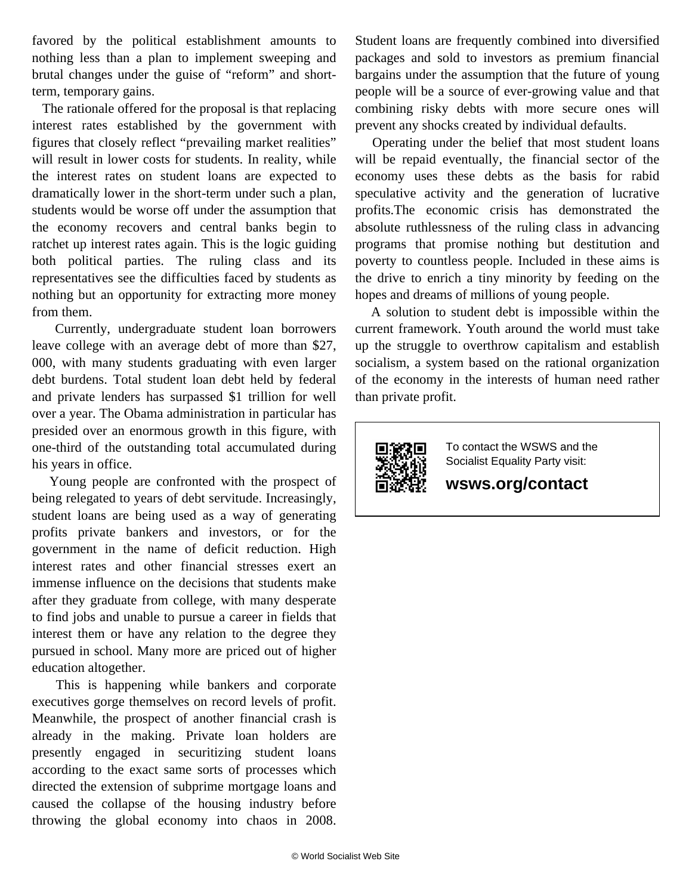favored by the political establishment amounts to nothing less than a plan to implement sweeping and brutal changes under the guise of "reform" and short-term, temporary gains.

The rationale offered for the proposal is that replacing interest rates established by the government with figures that closely reflect "prevailing market realities" will result in lower costs for students. In reality, while the interest rates on student loans are expected to dramatically lower in the short-term under such a plan, students would be worse off under the assumption that the economy recovers and central banks begin to ratchet up interest rates again. This is the logic guiding both political parties. The ruling class and its representatives see the difficulties faced by students as nothing but an opportunity for extracting more money from them.

Currently, undergraduate student loan borrowers leave college with an average debt of more than $27, 000, with many students graduating with even larger debt burdens. Total student loan debt held by federal and private lenders has surpassed $1 trillion for well over a year. The Obama administration in particular has presided over an enormous growth in this figure, with one-third of the outstanding total accumulated during his years in office.

Young people are confronted with the prospect of being relegated to years of debt servitude. Increasingly, student loans are being used as a way of generating profits private bankers and investors, or for the government in the name of deficit reduction. High interest rates and other financial stresses exert an immense influence on the decisions that students make after they graduate from college, with many desperate to find jobs and unable to pursue a career in fields that interest them or have any relation to the degree they pursued in school. Many more are priced out of higher education altogether.

This is happening while bankers and corporate executives gorge themselves on record levels of profit. Meanwhile, the prospect of another financial crash is already in the making. Private loan holders are presently engaged in securitizing student loans according to the exact same sorts of processes which directed the extension of subprime mortgage loans and caused the collapse of the housing industry before throwing the global economy into chaos in 2008. Student loans are frequently combined into diversified packages and sold to investors as premium financial bargains under the assumption that the future of young people will be a source of ever-growing value and that combining risky debts with more secure ones will prevent any shocks created by individual defaults.

Operating under the belief that most student loans will be repaid eventually, the financial sector of the economy uses these debts as the basis for rabid speculative activity and the generation of lucrative profits.The economic crisis has demonstrated the absolute ruthlessness of the ruling class in advancing programs that promise nothing but destitution and poverty to countless people. Included in these aims is the drive to enrich a tiny minority by feeding on the hopes and dreams of millions of young people.

A solution to student debt is impossible within the current framework. Youth around the world must take up the struggle to overthrow capitalism and establish socialism, a system based on the rational organization of the economy in the interests of human need rather than private profit.

To contact the WSWS and the Socialist Equality Party visit:

**wsws.org/contact**